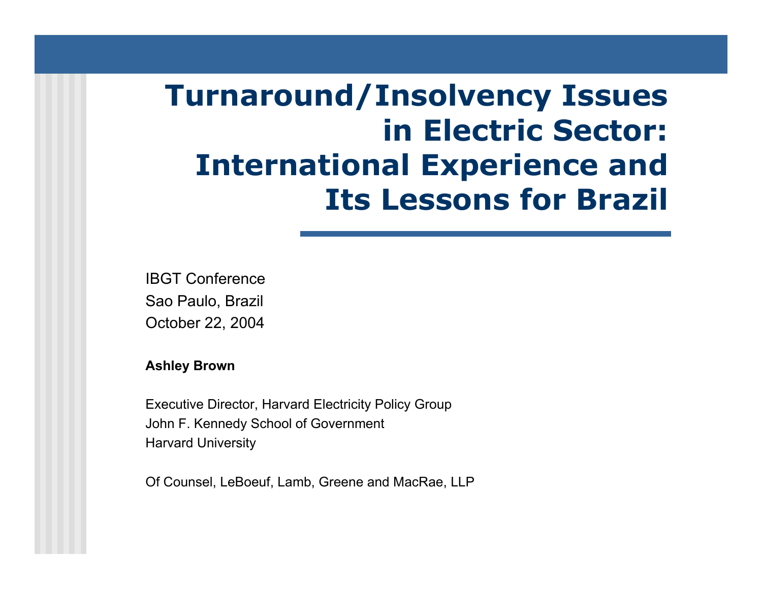# Turnaround/Insolvency Issues in Electric Sector: International Experience and Its Lessons for Brazil

IBGT Conference
Sao Paulo, Brazil
October 22, 2004

**Ashley Brown**

Executive Director, Harvard Electricity Policy Group
John F. Kennedy School of Government
Harvard University

Of Counsel, LeBoeuf, Lamb, Greene and MacRae, LLP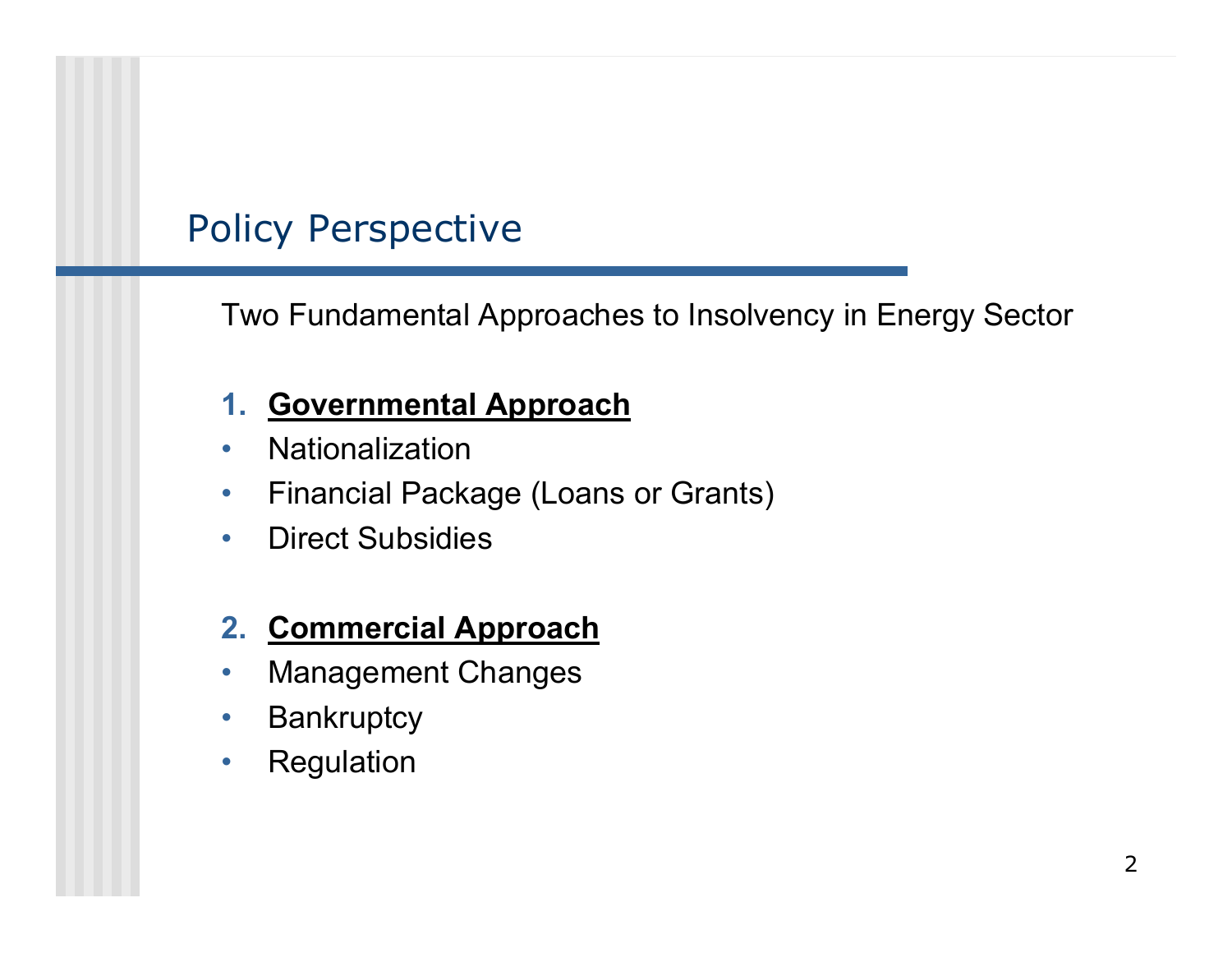# Policy Perspective

Two Fundamental Approaches to Insolvency in Energy Sector

1. **Governmental Approach**
   - Nationalization
   - Financial Package (Loans or Grants)
   - Direct Subsidies

2. **Commercial Approach**
   - Management Changes
   - Bankruptcy
   - Regulation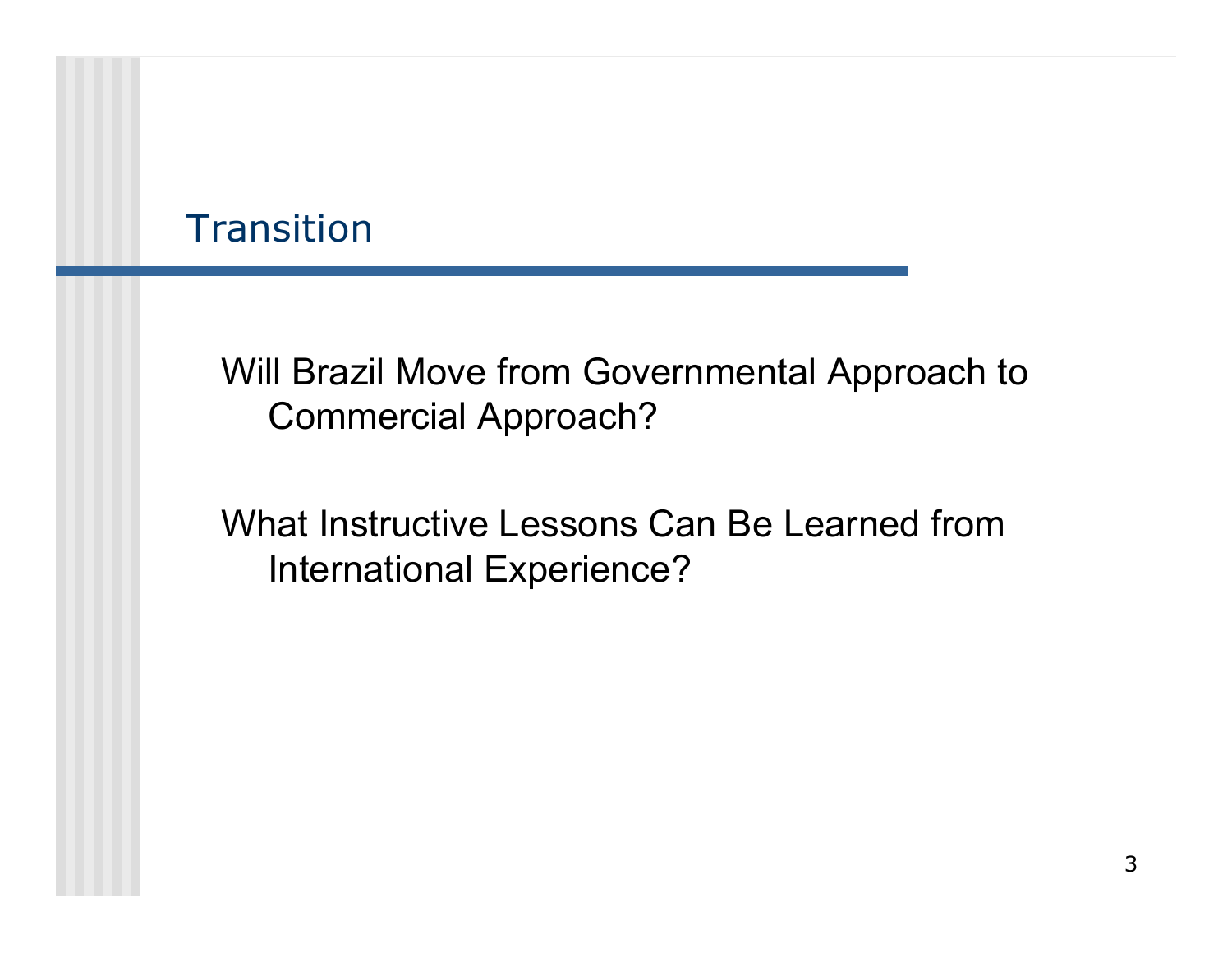# Transition

Will Brazil Move from Governmental Approach to Commercial Approach?

What Instructive Lessons Can Be Learned from International Experience?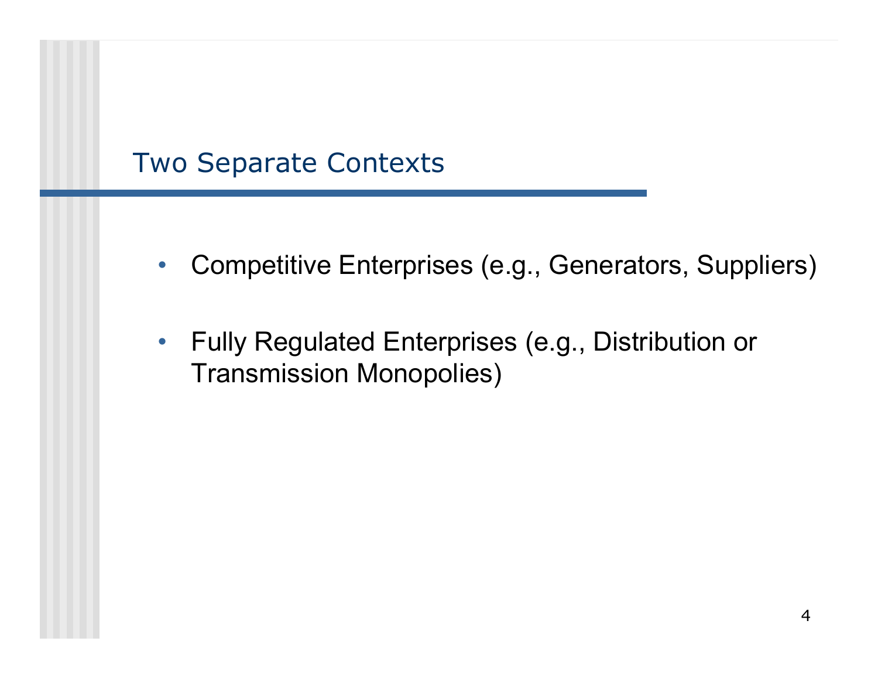## Two Separate Contexts

- Competitive Enterprises (e.g., Generators, Suppliers)
- Fully Regulated Enterprises (e.g., Distribution or Transmission Monopolies)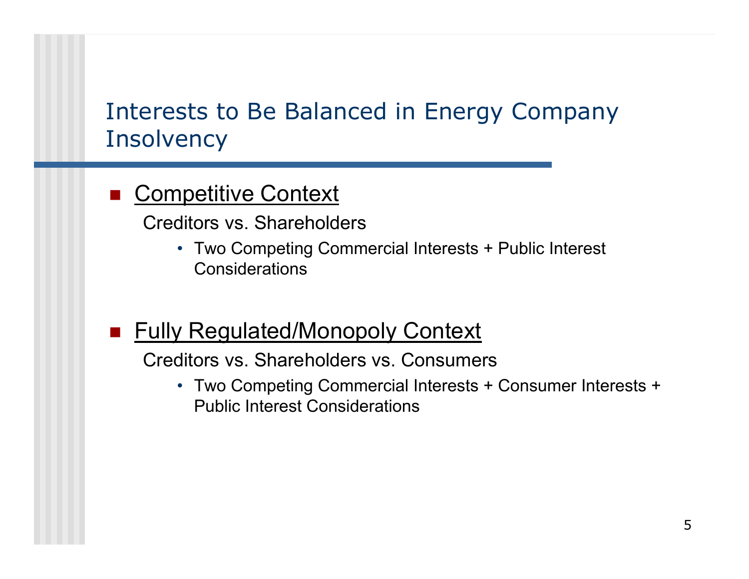# Interests to Be Balanced in Energy Company Insolvency

- <u>Competitive Context</u>

  Creditors vs. Shareholders

  - Two Competing Commercial Interests + Public Interest Considerations

- <u>Fully Regulated/Monopoly Context</u>

  Creditors vs. Shareholders vs. Consumers

  - Two Competing Commercial Interests + Consumer Interests + Public Interest Considerations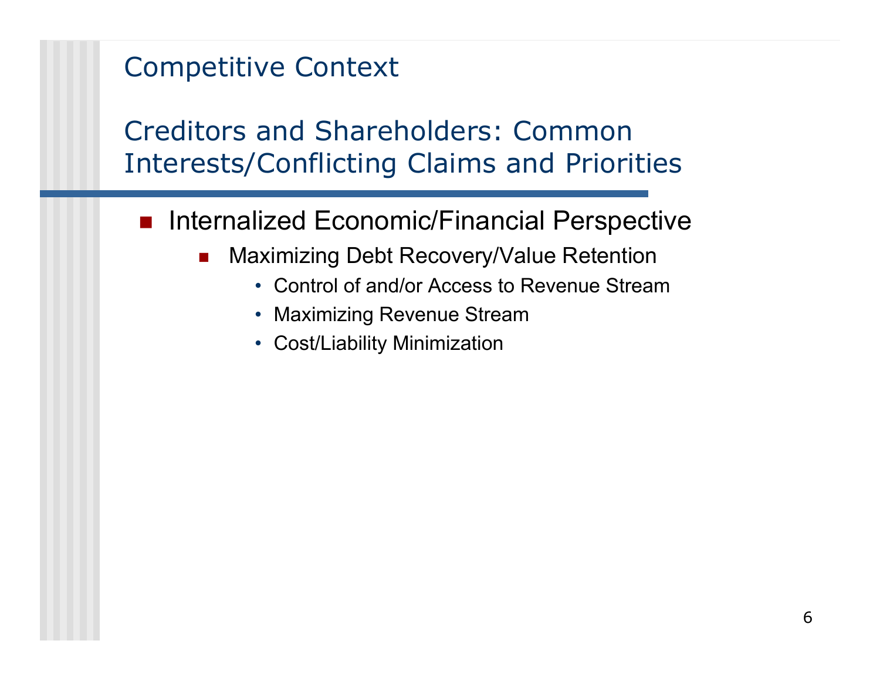# Competitive Context

## Creditors and Shareholders: Common Interests/Conflicting Claims and Priorities

- Internalized Economic/Financial Perspective
  - Maximizing Debt Recovery/Value Retention
    - Control of and/or Access to Revenue Stream
    - Maximizing Revenue Stream
    - Cost/Liability Minimization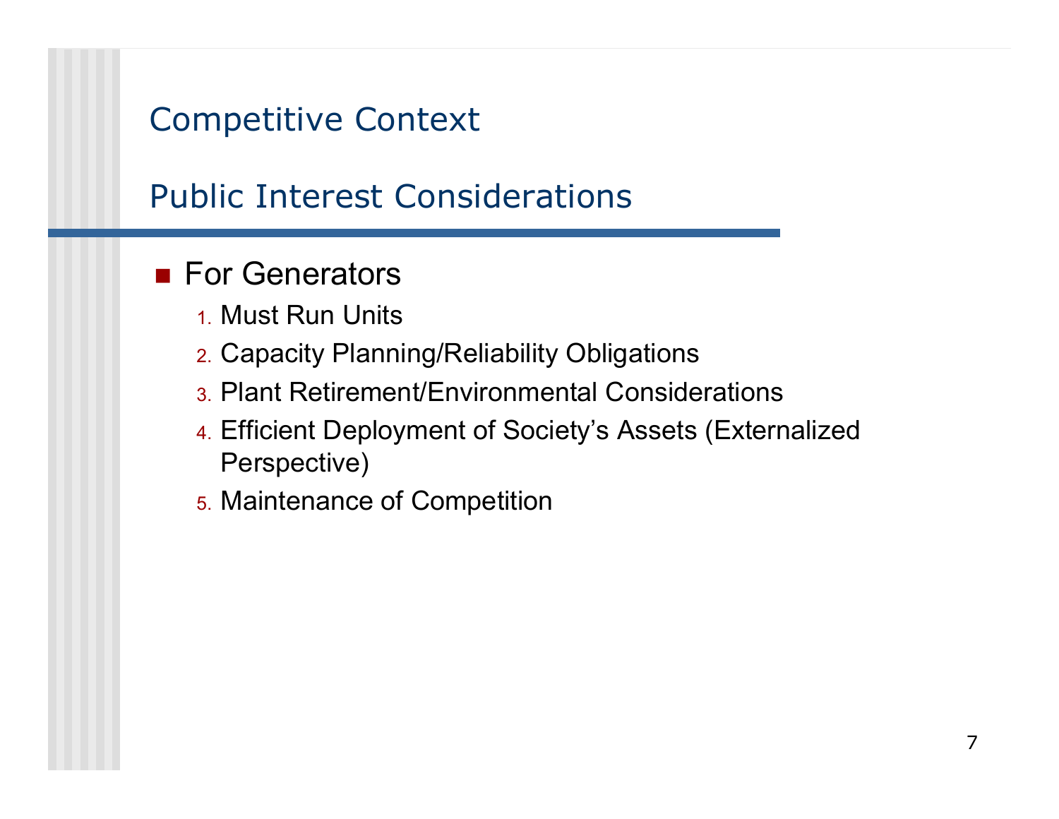# Competitive Context

## Public Interest Considerations

- For Generators
  1. Must Run Units
  2. Capacity Planning/Reliability Obligations
  3. Plant Retirement/Environmental Considerations
  4. Efficient Deployment of Society's Assets (Externalized Perspective)
  5. Maintenance of Competition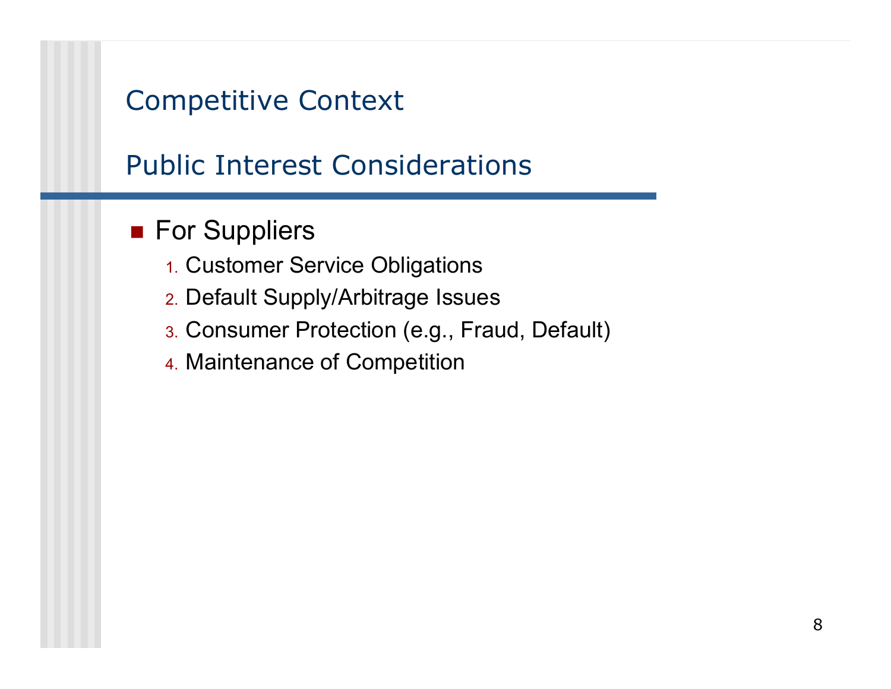# Competitive Context

## Public Interest Considerations

- For Suppliers
  1. Customer Service Obligations
  2. Default Supply/Arbitrage Issues
  3. Consumer Protection (e.g., Fraud, Default)
  4. Maintenance of Competition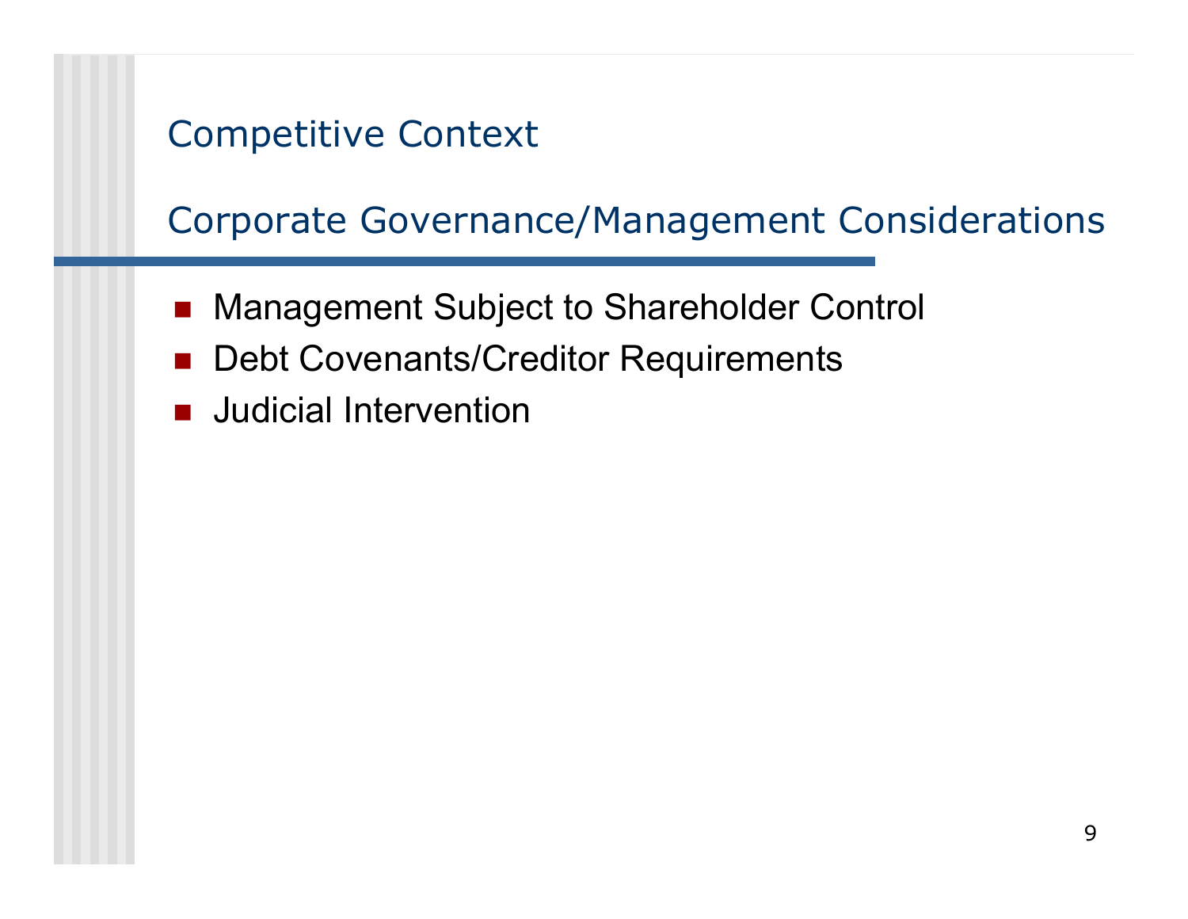# Competitive Context

## Corporate Governance/Management Considerations

- Management Subject to Shareholder Control
- Debt Covenants/Creditor Requirements
- Judicial Intervention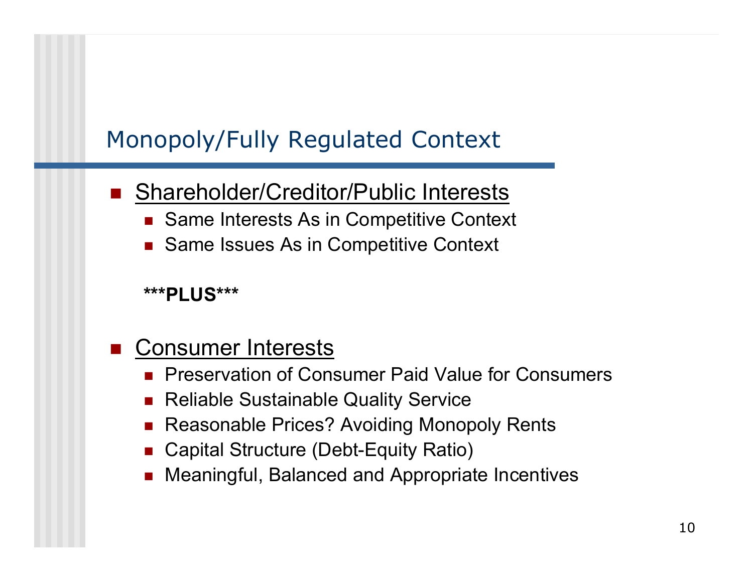# Monopoly/Fully Regulated Context

- <u>Shareholder/Creditor/Public Interests</u>
  - Same Interests As in Competitive Context
  - Same Issues As in Competitive Context

**\*\*\*PLUS\*\*\***

- <u>Consumer Interests</u>
  - Preservation of Consumer Paid Value for Consumers
  - Reliable Sustainable Quality Service
  - Reasonable Prices? Avoiding Monopoly Rents
  - Capital Structure (Debt-Equity Ratio)
  - Meaningful, Balanced and Appropriate Incentives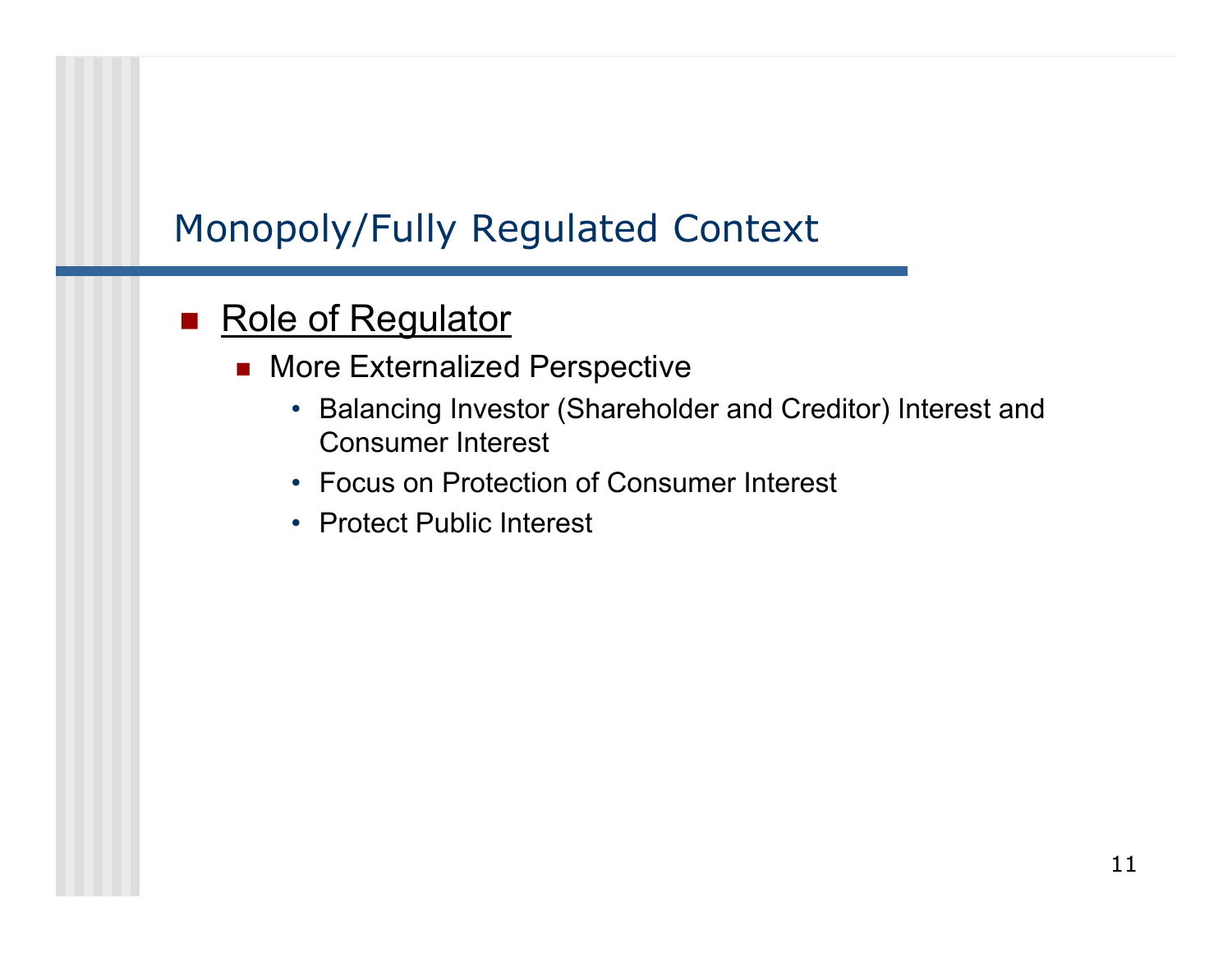# Monopoly/Fully Regulated Context

- Role of Regulator
  - More Externalized Perspective
    - Balancing Investor (Shareholder and Creditor) Interest and Consumer Interest
    - Focus on Protection of Consumer Interest
    - Protect Public Interest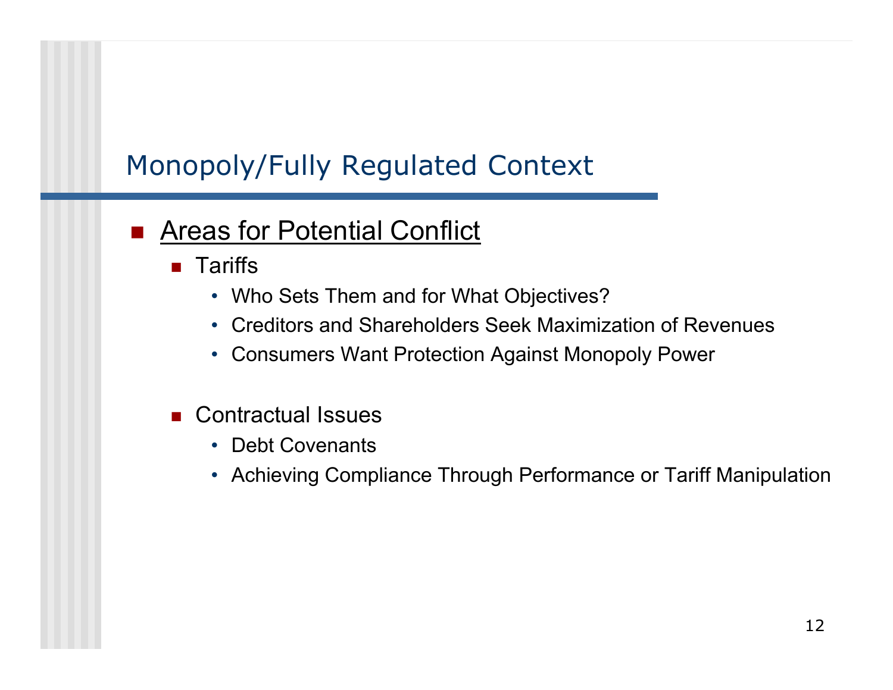# Monopoly/Fully Regulated Context

- <u>Areas for Potential Conflict</u>
  - Tariffs
    - Who Sets Them and for What Objectives?
    - Creditors and Shareholders Seek Maximization of Revenues
    - Consumers Want Protection Against Monopoly Power
  - Contractual Issues
    - Debt Covenants
    - Achieving Compliance Through Performance or Tariff Manipulation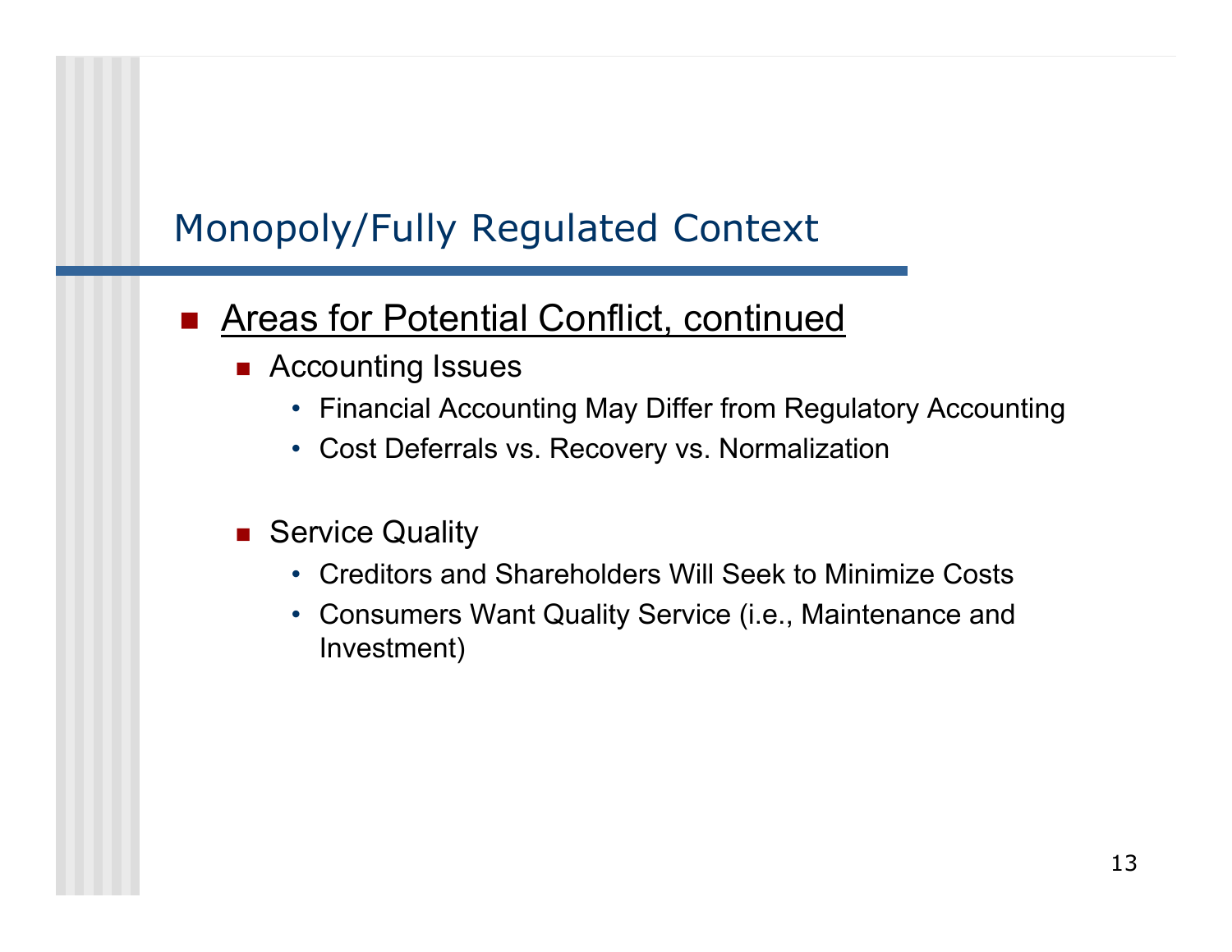# Monopoly/Fully Regulated Context

- <u>Areas for Potential Conflict, continued</u>
  - Accounting Issues
    - Financial Accounting May Differ from Regulatory Accounting
    - Cost Deferrals vs. Recovery vs. Normalization
  - Service Quality
    - Creditors and Shareholders Will Seek to Minimize Costs
    - Consumers Want Quality Service (i.e., Maintenance and Investment)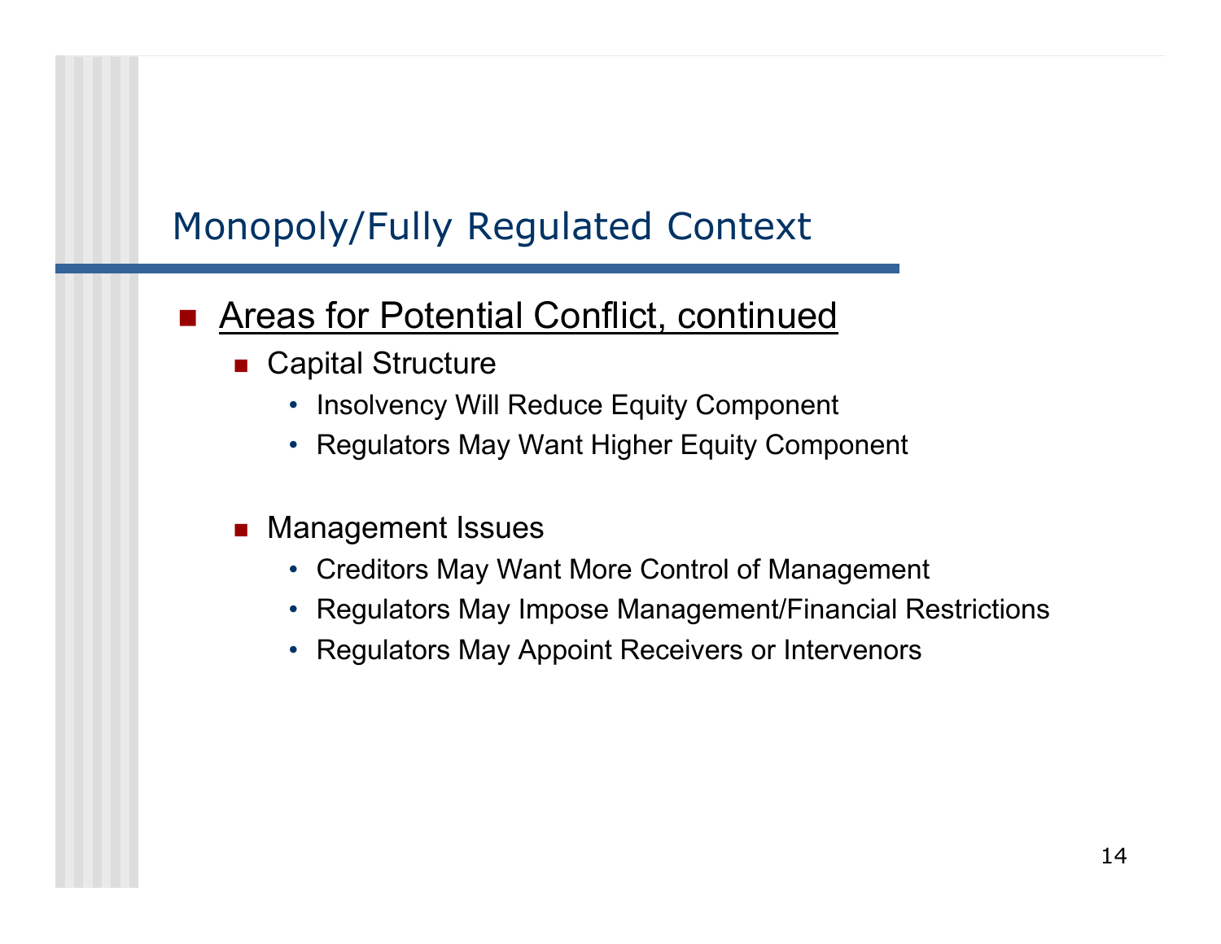# Monopoly/Fully Regulated Context

- <u>Areas for Potential Conflict, continued</u>
  - Capital Structure
    - Insolvency Will Reduce Equity Component
    - Regulators May Want Higher Equity Component
  - Management Issues
    - Creditors May Want More Control of Management
    - Regulators May Impose Management/Financial Restrictions
    - Regulators May Appoint Receivers or Intervenors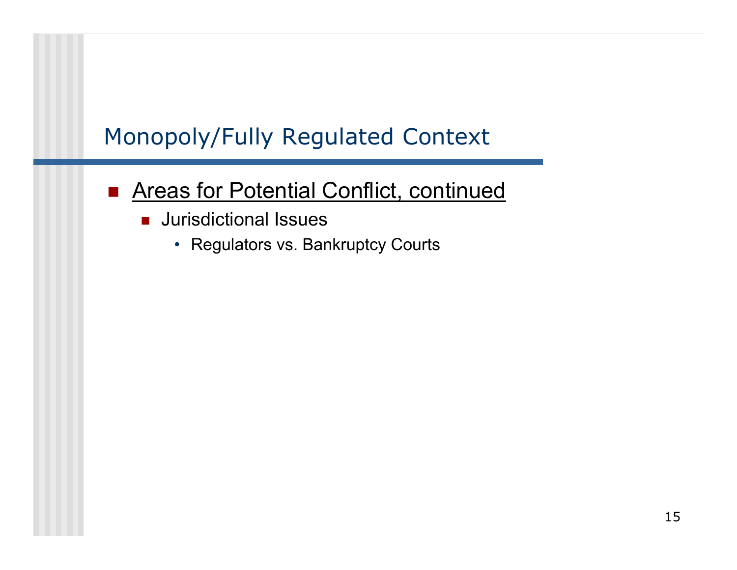# Monopoly/Fully Regulated Context

- <u>Areas for Potential Conflict, continued</u>
  - Jurisdictional Issues
    - Regulators vs. Bankruptcy Courts